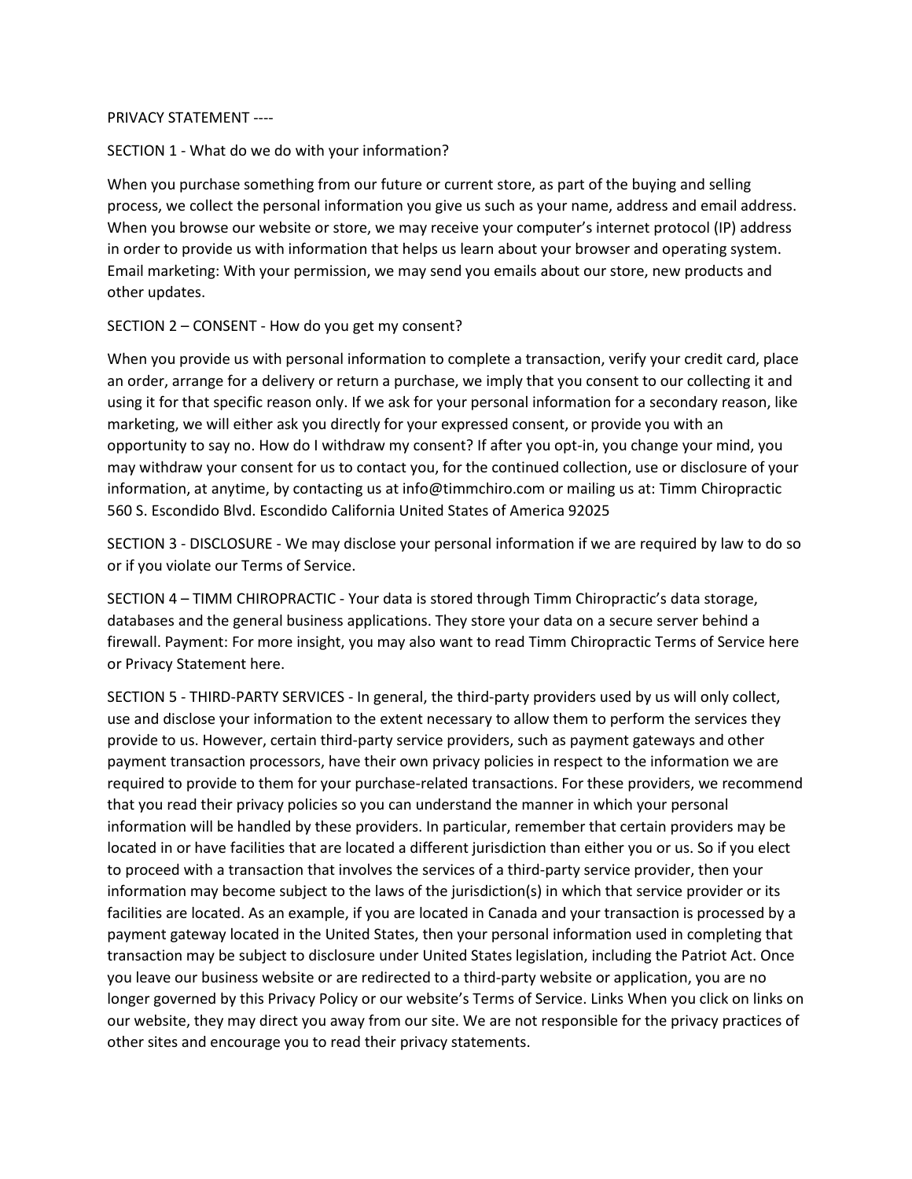PRIVACY STATEMENT ----

SECTION 1 - What do we do with your information?

When you purchase something from our future or current store, as part of the buying and selling process, we collect the personal information you give us such as your name, address and email address. When you browse our website or store, we may receive your computer's internet protocol (IP) address in order to provide us with information that helps us learn about your browser and operating system. Email marketing: With your permission, we may send you emails about our store, new products and other updates.

SECTION 2 – CONSENT - How do you get my consent?

When you provide us with personal information to complete a transaction, verify your credit card, place an order, arrange for a delivery or return a purchase, we imply that you consent to our collecting it and using it for that specific reason only. If we ask for your personal information for a secondary reason, like marketing, we will either ask you directly for your expressed consent, or provide you with an opportunity to say no. How do I withdraw my consent? If after you opt-in, you change your mind, you may withdraw your consent for us to contact you, for the continued collection, use or disclosure of your information, at anytime, by contacting us at info@timmchiro.com or mailing us at: Timm Chiropractic 560 S. Escondido Blvd. Escondido California United States of America 92025

SECTION 3 - DISCLOSURE - We may disclose your personal information if we are required by law to do so or if you violate our Terms of Service.

SECTION 4 – TIMM CHIROPRACTIC - Your data is stored through Timm Chiropractic's data storage, databases and the general business applications. They store your data on a secure server behind a firewall. Payment: For more insight, you may also want to read Timm Chiropractic Terms of Service here or Privacy Statement here.

SECTION 5 - THIRD-PARTY SERVICES - In general, the third-party providers used by us will only collect, use and disclose your information to the extent necessary to allow them to perform the services they provide to us. However, certain third-party service providers, such as payment gateways and other payment transaction processors, have their own privacy policies in respect to the information we are required to provide to them for your purchase-related transactions. For these providers, we recommend that you read their privacy policies so you can understand the manner in which your personal information will be handled by these providers. In particular, remember that certain providers may be located in or have facilities that are located a different jurisdiction than either you or us. So if you elect to proceed with a transaction that involves the services of a third-party service provider, then your information may become subject to the laws of the jurisdiction(s) in which that service provider or its facilities are located. As an example, if you are located in Canada and your transaction is processed by a payment gateway located in the United States, then your personal information used in completing that transaction may be subject to disclosure under United States legislation, including the Patriot Act. Once you leave our business website or are redirected to a third-party website or application, you are no longer governed by this Privacy Policy or our website's Terms of Service. Links When you click on links on our website, they may direct you away from our site. We are not responsible for the privacy practices of other sites and encourage you to read their privacy statements.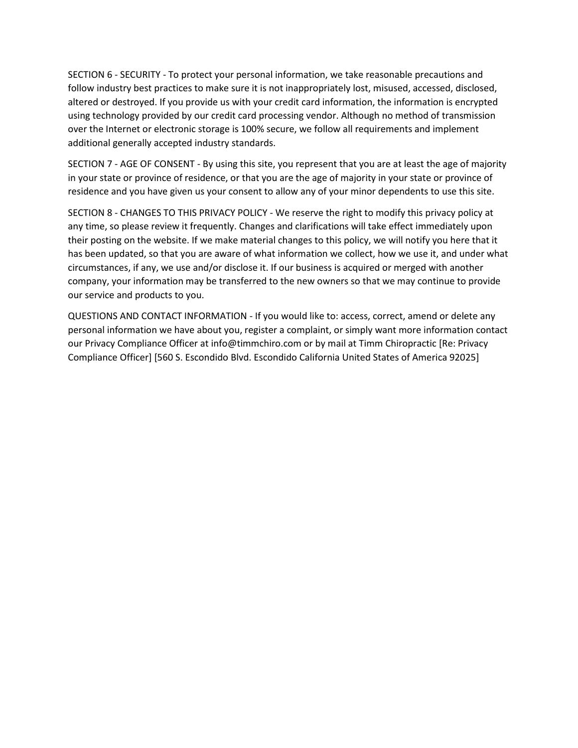SECTION 6 - SECURITY - To protect your personal information, we take reasonable precautions and follow industry best practices to make sure it is not inappropriately lost, misused, accessed, disclosed, altered or destroyed. If you provide us with your credit card information, the information is encrypted using technology provided by our credit card processing vendor. Although no method of transmission over the Internet or electronic storage is 100% secure, we follow all requirements and implement additional generally accepted industry standards.

SECTION 7 - AGE OF CONSENT - By using this site, you represent that you are at least the age of majority in your state or province of residence, or that you are the age of majority in your state or province of residence and you have given us your consent to allow any of your minor dependents to use this site.

SECTION 8 - CHANGES TO THIS PRIVACY POLICY - We reserve the right to modify this privacy policy at any time, so please review it frequently. Changes and clarifications will take effect immediately upon their posting on the website. If we make material changes to this policy, we will notify you here that it has been updated, so that you are aware of what information we collect, how we use it, and under what circumstances, if any, we use and/or disclose it. If our business is acquired or merged with another company, your information may be transferred to the new owners so that we may continue to provide our service and products to you.

QUESTIONS AND CONTACT INFORMATION - If you would like to: access, correct, amend or delete any personal information we have about you, register a complaint, or simply want more information contact our Privacy Compliance Officer at info@timmchiro.com or by mail at Timm Chiropractic [Re: Privacy Compliance Officer] [560 S. Escondido Blvd. Escondido California United States of America 92025]